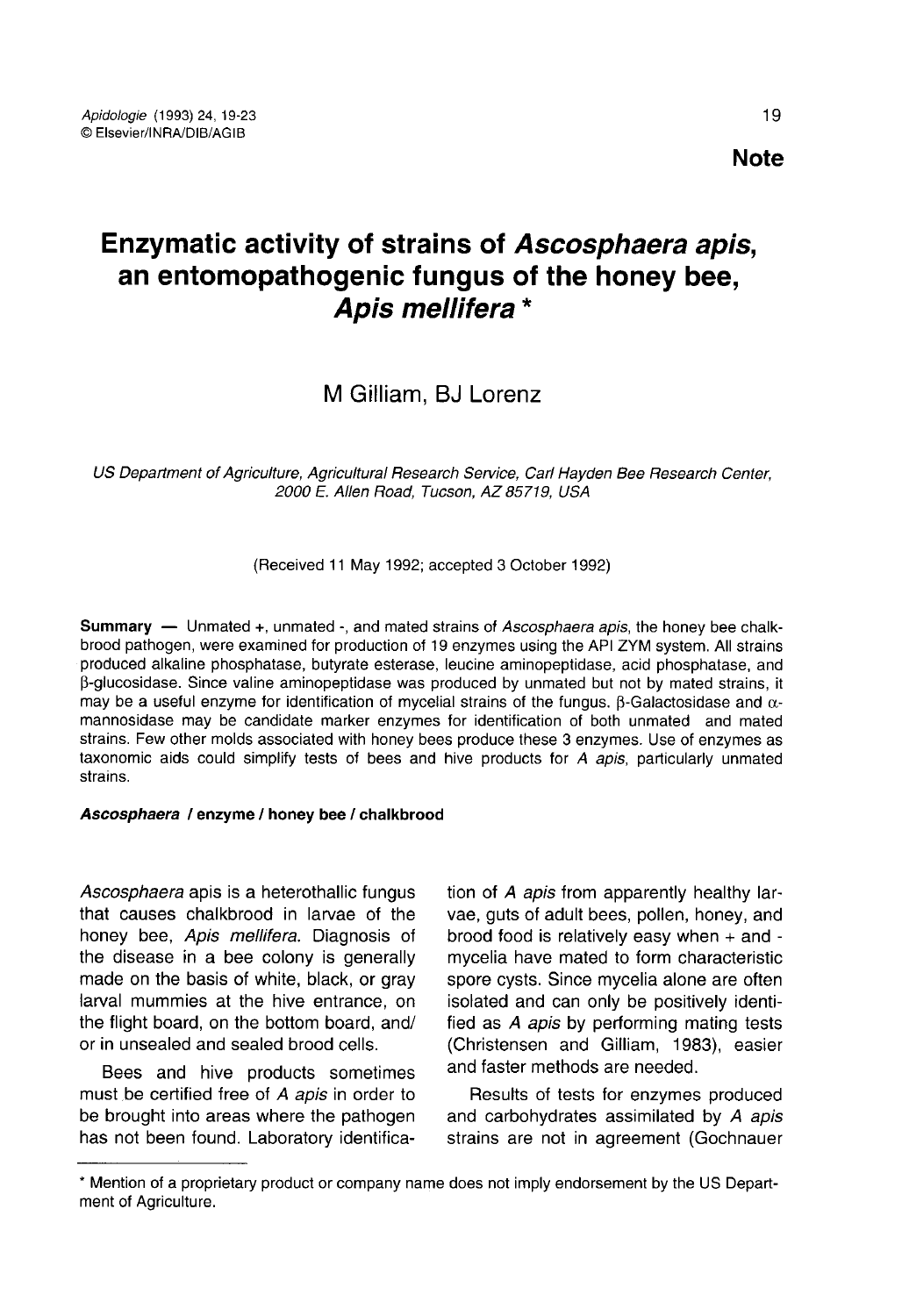**Note**

# Enzymatic activity of strains of *Ascosphaera apis*, an entomopathogenic fungus of the honey bee, *Apis mellifera* *

M Gilliam, BJ Lorenz

*US Department of Agriculture, Agricultural Research Service, Carl Hayden Bee Research Center, 2000 E. Allen Road, Tucson, AZ 85719, USA*

(Received 11 May 1992; accepted 3 October 1992)

**Summary** — Unmated +, unmated -, and mated strains of *Ascosphaera apis*, the honey bee chalkbrood pathogen, were examined for production of 19 enzymes using the API ZYM system. All strains produced alkaline phosphatase, butyrate esterase, leucine aminopeptidase, acid phosphatase, and β-glucosidase. Since valine aminopeptidase was produced by unmated but not by mated strains, it may be a useful enzyme for identification of mycelial strains of the fungus. β-Galactosidase and α-mannosidase may be candidate marker enzymes for identification of both unmated and mated strains. Few other molds associated with honey bees produce these 3 enzymes. Use of enzymes as taxonomic aids could simplify tests of bees and hive products for *A apis*, particularly unmated strains.

***Ascosphaera* / enzyme / honey bee / chalkbrood**

*Ascosphaera* apis is a heterothallic fungus that causes chalkbrood in larvae of the honey bee, *Apis mellifera*. Diagnosis of the disease in a bee colony is generally made on the basis of white, black, or gray larval mummies at the hive entrance, on the flight board, on the bottom board, and/or in unsealed and sealed brood cells.

Bees and hive products sometimes must be certified free of *A apis* in order to be brought into areas where the pathogen has not been found. Laboratory identification of *A apis* from apparently healthy larvae, guts of adult bees, pollen, honey, and brood food is relatively easy when + and - mycelia have mated to form characteristic spore cysts. Since mycelia alone are often isolated and can only be positively identified as *A apis* by performing mating tests (Christensen and Gilliam, 1983), easier and faster methods are needed.

Results of tests for enzymes produced and carbohydrates assimilated by *A apis* strains are not in agreement (Gochnauer

---

* Mention of a proprietary product or company name does not imply endorsement by the US Department of Agriculture.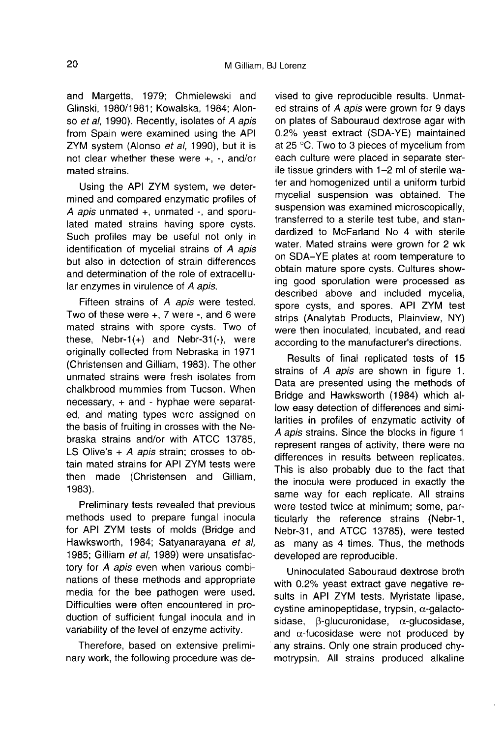and Margetts, 1979; Chmielewski and Glinski, 1980/1981; Kowalska, 1984; Alonso *et al*, 1990). Recently, isolates of *A apis* from Spain were examined using the API ZYM system (Alonso *et al*, 1990), but it is not clear whether these were +, -, and/or mated strains.

Using the API ZYM system, we determined and compared enzymatic profiles of *A apis* unmated +, unmated -, and sporulated mated strains having spore cysts. Such profiles may be useful not only in identification of mycelial strains of *A apis* but also in detection of strain differences and determination of the role of extracellular enzymes in virulence of *A apis*.

Fifteen strains of *A apis* were tested. Two of these were +, 7 were -, and 6 were mated strains with spore cysts. Two of these, Nebr-1(+) and Nebr-31(-), were originally collected from Nebraska in 1971 (Christensen and Gilliam, 1983). The other unmated strains were fresh isolates from chalkbrood mummies from Tucson. When necessary, + and - hyphae were separated, and mating types were assigned on the basis of fruiting in crosses with the Nebraska strains and/or with ATCC 13785, LS Olive's + *A apis* strain; crosses to obtain mated strains for API ZYM tests were then made (Christensen and Gilliam, 1983).

Preliminary tests revealed that previous methods used to prepare fungal inocula for API ZYM tests of molds (Bridge and Hawksworth, 1984; Satyanarayana *et al*, 1985; Gilliam *et al*, 1989) were unsatisfactory for *A apis* even when various combinations of these methods and appropriate media for the bee pathogen were used. Difficulties were often encountered in production of sufficient fungal inocula and in variability of the level of enzyme activity.

Therefore, based on extensive preliminary work, the following procedure was devised to give reproducible results. Unmated strains of *A apis* were grown for 9 days on plates of Sabouraud dextrose agar with 0.2% yeast extract (SDA-YE) maintained at 25 °C. Two to 3 pieces of mycelium from each culture were placed in separate sterile tissue grinders with 1–2 ml of sterile water and homogenized until a uniform turbid mycelial suspension was obtained. The suspension was examined microscopically, transferred to a sterile test tube, and standardized to McFarland No 4 with sterile water. Mated strains were grown for 2 wk on SDA–YE plates at room temperature to obtain mature spore cysts. Cultures showing good sporulation were processed as described above and included mycelia, spore cysts, and spores. API ZYM test strips (Analytab Products, Plainview, NY) were then inoculated, incubated, and read according to the manufacturer's directions.

Results of final replicated tests of 15 strains of *A apis* are shown in figure 1. Data are presented using the methods of Bridge and Hawksworth (1984) which allow easy detection of differences and similarities in profiles of enzymatic activity of *A apis* strains. Since the blocks in figure 1 represent ranges of activity, there were no differences in results between replicates. This is also probably due to the fact that the inocula were produced in exactly the same way for each replicate. All strains were tested twice at minimum; some, particularly the reference strains (Nebr-1, Nebr-31, and ATCC 13785), were tested as many as 4 times. Thus, the methods developed are reproducible.

Uninoculated Sabouraud dextrose broth with 0.2% yeast extract gave negative results in API ZYM tests. Myristate lipase, cystine aminopeptidase, trypsin, α-galactosidase, β-glucuronidase, α-glucosidase, and α-fucosidase were not produced by any strains. Only one strain produced chymotrypsin. All strains produced alkaline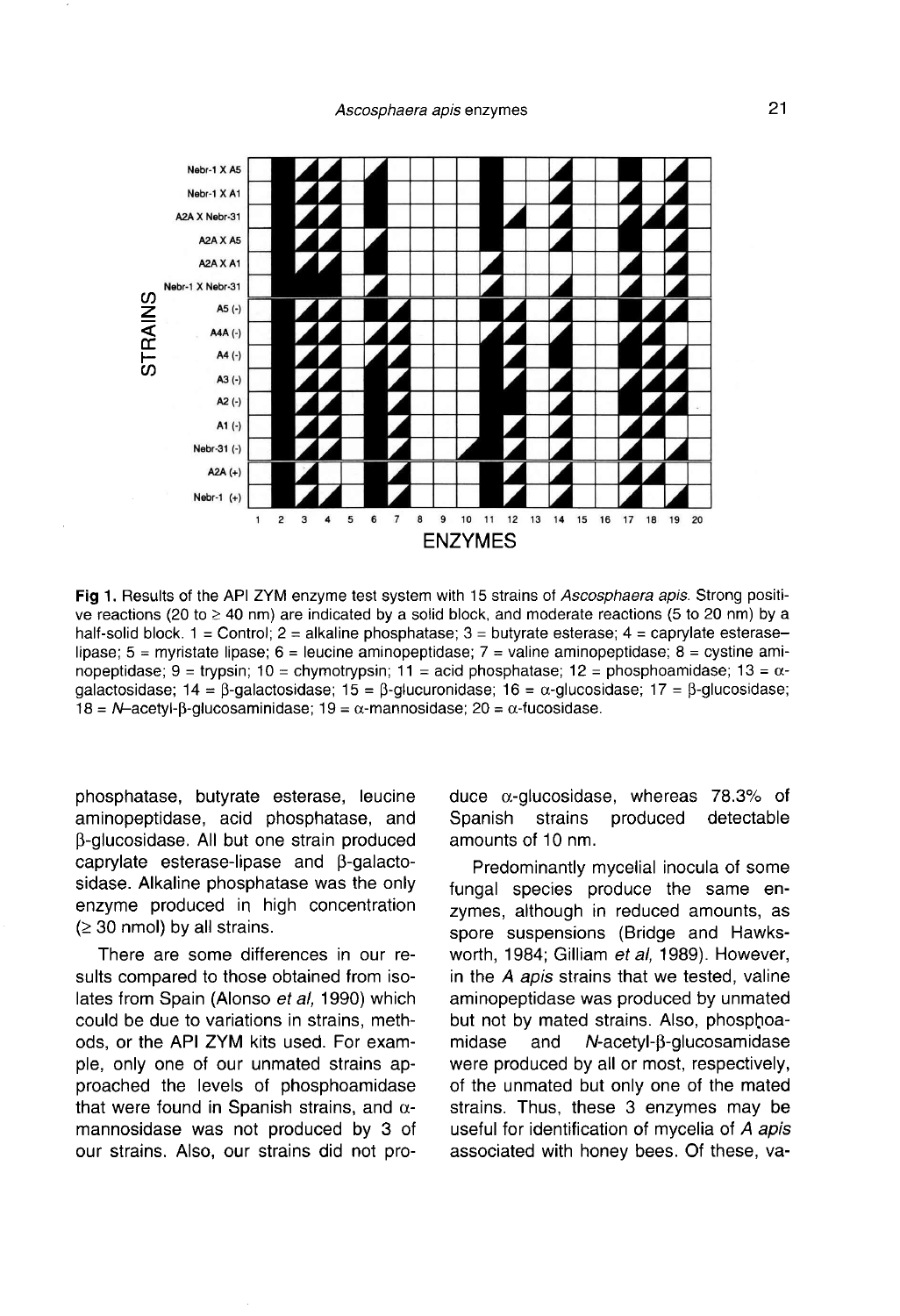**Fig 1.** Results of the API ZYM enzyme test system with 15 strains of *Ascosphaera apis*. Strong positive reactions (20 to ≥ 40 nm) are indicated by a solid block, and moderate reactions (5 to 20 nm) by a half-solid block. 1 = Control; 2 = alkaline phosphatase; 3 = butyrate esterase; 4 = caprylate esterase–lipase; 5 = myristate lipase; 6 = leucine aminopeptidase; 7 = valine aminopeptidase; 8 = cystine aminopeptidase; 9 = trypsin; 10 = chymotrypsin; 11 = acid phosphatase; 12 = phosphoamidase; 13 = α-galactosidase; 14 = β-galactosidase; 15 = β-glucuronidase; 16 = α-glucosidase; 17 = β-glucosidase; 18 = *N*-acetyl-β-glucosaminidase; 19 = α-mannosidase; 20 = α-fucosidase.

phosphatase, butyrate esterase, leucine aminopeptidase, acid phosphatase, and β-glucosidase. All but one strain produced caprylate esterase-lipase and β-galactosidase. Alkaline phosphatase was the only enzyme produced in high concentration (≥ 30 nmol) by all strains.

There are some differences in our results compared to those obtained from isolates from Spain (Alonso *et al*, 1990) which could be due to variations in strains, methods, or the API ZYM kits used. For example, only one of our unmated strains approached the levels of phosphoamidase that were found in Spanish strains, and α-mannosidase was not produced by 3 of our strains. Also, our strains did not produce α-glucosidase, whereas 78.3% of Spanish strains produced detectable amounts of 10 nm.

Predominantly mycelial inocula of some fungal species produce the same enzymes, although in reduced amounts, as spore suspensions (Bridge and Hawksworth, 1984; Gilliam *et al*, 1989). However, in the *A apis* strains that we tested, valine aminopeptidase was produced by unmated but not by mated strains. Also, phosphoamidase and *N*-acetyl-β-glucosamidase were produced by all or most, respectively, of the unmated but only one of the mated strains. Thus, these 3 enzymes may be useful for identification of mycelia of *A apis* associated with honey bees. Of these, va-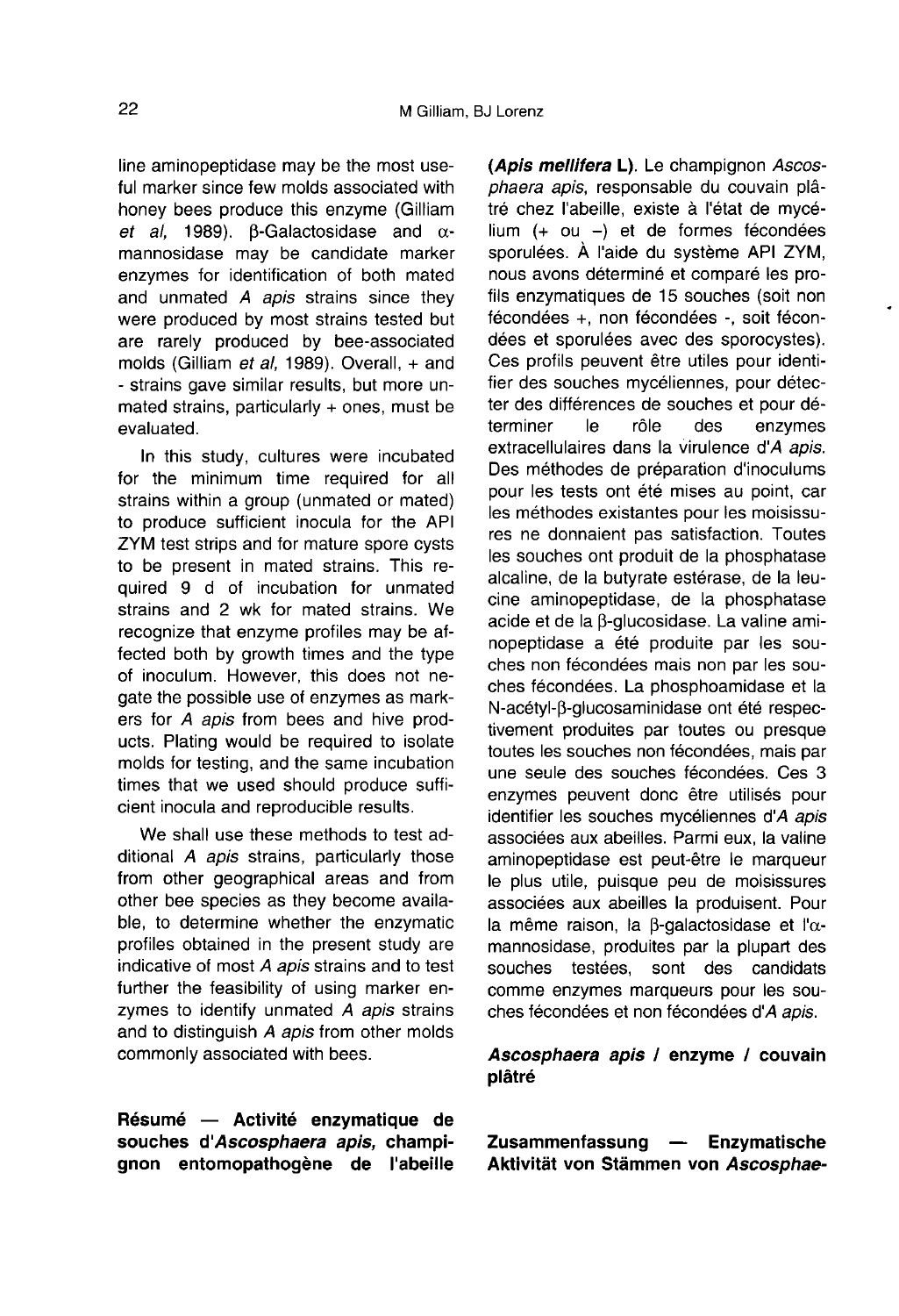line aminopeptidase may be the most useful marker since few molds associated with honey bees produce this enzyme (Gilliam *et al*, 1989). β-Galactosidase and α-mannosidase may be candidate marker enzymes for identification of both mated and unmated *A apis* strains since they were produced by most strains tested but are rarely produced by bee-associated molds (Gilliam *et al*, 1989). Overall, + and - strains gave similar results, but more unmated strains, particularly + ones, must be evaluated.

In this study, cultures were incubated for the minimum time required for all strains within a group (unmated or mated) to produce sufficient inocula for the API ZYM test strips and for mature spore cysts to be present in mated strains. This required 9 d of incubation for unmated strains and 2 wk for mated strains. We recognize that enzyme profiles may be affected both by growth times and the type of inoculum. However, this does not negate the possible use of enzymes as markers for *A apis* from bees and hive products. Plating would be required to isolate molds for testing, and the same incubation times that we used should produce sufficient inocula and reproducible results.

We shall use these methods to test additional *A apis* strains, particularly those from other geographical areas and from other bee species as they become available, to determine whether the enzymatic profiles obtained in the present study are indicative of most *A apis* strains and to test further the feasibility of using marker enzymes to identify unmated *A apis* strains and to distinguish *A apis* from other molds commonly associated with bees.

**Résumé — Activité enzymatique de souches d'*Ascosphaera apis*, champignon entomopathogène de l'abeille (*Apis mellifera* L).** Le champignon *Ascosphaera apis*, responsable du couvain plâtré chez l'abeille, existe à l'état de mycélium (+ ou –) et de formes fécondées sporulées. À l'aide du système API ZYM, nous avons déterminé et comparé les profils enzymatiques de 15 souches (soit non fécondées +, non fécondées -, soit fécondées et sporulées avec des sporocystes). Ces profils peuvent être utiles pour identifier des souches mycéliennes, pour détecter des différences de souches et pour déterminer le rôle des enzymes extracellulaires dans la virulence d'*A apis*. Des méthodes de préparation d'inoculums pour les tests ont été mises au point, car les méthodes existantes pour les moisissures ne donnaient pas satisfaction. Toutes les souches ont produit de la phosphatase alcaline, de la butyrate estérase, de la leucine aminopeptidase, de la phosphatase acide et de la β-glucosidase. La valine aminopeptidase a été produite par les souches non fécondées mais non par les souches fécondées. La phosphoamidase et la N-acétyl-β-glucosaminidase ont été respectivement produites par toutes ou presque toutes les souches non fécondées, mais par une seule des souches fécondées. Ces 3 enzymes peuvent donc être utilisés pour identifier les souches mycéliennes d'*A apis* associées aux abeilles. Parmi eux, la valine aminopeptidase est peut-être le marqueur le plus utile, puisque peu de moisissures associées aux abeilles la produisent. Pour la même raison, la β-galactosidase et l'α-mannosidase, produites par la plupart des souches testées, sont des candidats comme enzymes marqueurs pour les souches fécondées et non fécondées d'*A apis*.

***Ascosphaera apis* / enzyme / couvain plâtré**

**Zusammenfassung — Enzymatische Aktivität von Stämmen von *Ascosphae-***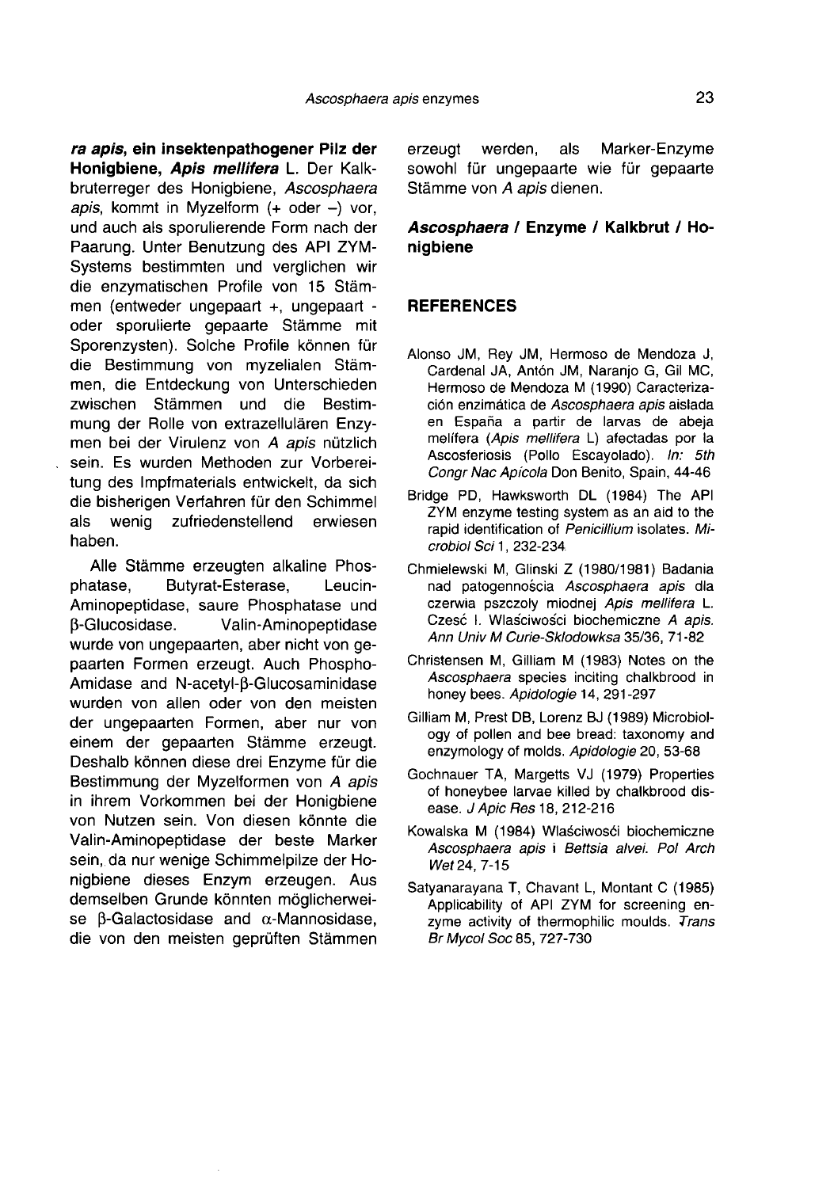**ra apis, ein insektenpathogener Pilz der Honigbiene, *Apis mellifera* L.** Der Kalkbruterreger des Honigbiene, *Ascosphaera apis*, kommt in Myzelform (+ oder –) vor, und auch als sporulierende Form nach der Paarung. Unter Benutzung des API ZYM-Systems bestimmten und verglichen wir die enzymatischen Profile von 15 Stämmen (entweder ungepaart +, ungepaart - oder sporulierte gepaarte Stämme mit Sporenzysten). Solche Profile können für die Bestimmung von myzelialen Stämmen, die Entdeckung von Unterschieden zwischen Stämmen und die Bestimmung der Rolle von extrazellulären Enzymen bei der Virulenz von *A apis* nützlich sein. Es wurden Methoden zur Vorbereitung des Impfmaterials entwickelt, da sich die bisherigen Verfahren für den Schimmel als wenig zufriedenstellend erwiesen haben.

Alle Stämme erzeugten alkaline Phosphatase, Butyrat-Esterase, Leucin-Aminopeptidase, saure Phosphatase und β-Glucosidase. Valin-Aminopeptidase wurde von ungepaarten, aber nicht von gepaarten Formen erzeugt. Auch Phospho-Amidase and N-acetyl-β-Glucosaminidase wurden von allen oder von den meisten der ungepaarten Formen, aber nur von einem der gepaarten Stämme erzeugt. Deshalb können diese drei Enzyme für die Bestimmung der Myzelformen von *A apis* in ihrem Vorkommen bei der Honigbiene von Nutzen sein. Von diesen könnte die Valin-Aminopeptidase der beste Marker sein, da nur wenige Schimmelpilze der Honigbiene dieses Enzym erzeugen. Aus demselben Grunde könnten möglicherweise β-Galactosidase and α-Mannosidase, die von den meisten geprüften Stämmen erzeugt werden, als Marker-Enzyme sowohl für ungepaarte wie für gepaarte Stämme von *A apis* dienen.

***Ascosphaera* / Enzyme / Kalkbrut / Honigbiene**

## REFERENCES

Alonso JM, Rey JM, Hermoso de Mendoza J, Cardenal JA, Antón JM, Naranjo G, Gil MC, Hermoso de Mendoza M (1990) Caracterización enzimática de *Ascosphaera apis* aislada en España a partir de larvas de abeja melífera (*Apis mellifera* L) afectadas por la Ascosferiosis (Pollo Escayolado). *In: 5th Congr Nac Apícola* Don Benito, Spain, 44-46

Bridge PD, Hawksworth DL (1984) The API ZYM enzyme testing system as an aid to the rapid identification of *Penicillium* isolates. *Microbiol Sci* 1, 232-234

Chmielewski M, Glinski Z (1980/1981) Badania nad patogennościa *Ascosphaera apis* dla czerwia pszczoly miodnej *Apis mellifera* L. Czesć I. Wlaściwości biochemiczne *A apis*. *Ann Univ M Curie-Sklodowksa* 35/36, 71-82

Christensen M, Gilliam M (1983) Notes on the *Ascosphaera* species inciting chalkbrood in honey bees. *Apidologie* 14, 291-297

Gilliam M, Prest DB, Lorenz BJ (1989) Microbiology of pollen and bee bread: taxonomy and enzymology of molds. *Apidologie* 20, 53-68

Gochnauer TA, Margetts VJ (1979) Properties of honeybee larvae killed by chalkbrood disease. *J Apic Res* 18, 212-216

Kowalska M (1984) Wlaściwości biochemiczne *Ascosphaera apis* i *Bettsia alvei*. *Pol Arch Wet* 24, 7-15

Satyanarayana T, Chavant L, Montant C (1985) Applicability of API ZYM for screening enzyme activity of thermophilic moulds. *Trans Br Mycol Soc* 85, 727-730